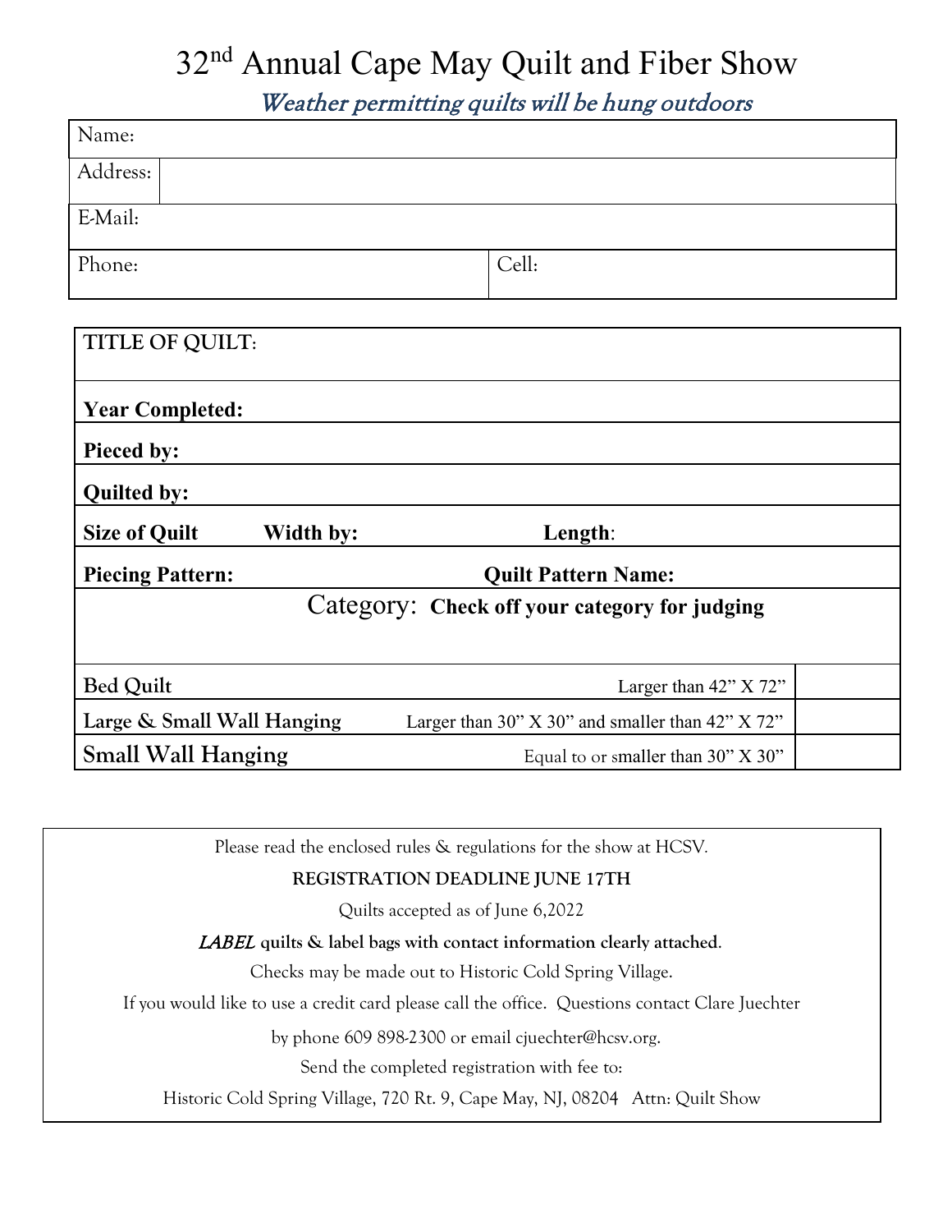# 32nd Annual Cape May Quilt and Fiber Show

*Weather permitting quilts will be hung outdoors*

| Name: | |
|---|---|
| Address: | |
| E-Mail: | |
| Phone: | Cell: |

| **TITLE OF QUILT**: | | |
|---|---|---|
| **Year Completed:** | | |
| **Pieced by:** | | |
| **Quilted by:** | | |
| **Size of Quilt** **Width by:** | **Length**: | |
| **Piecing Pattern:** | **Quilt Pattern Name:** | |
| Category: **Check off your category for judging** | | |
| **Bed Quilt** | Larger than 42" X 72" | |
| **Large & Small Wall Hanging** | Larger than 30" X 30" and smaller than 42" X 72" | |
| **Small Wall Hanging** | Equal to or smaller than 30" X 30" | |

Please read the enclosed rules & regulations for the show at HCSV.

**REGISTRATION DEADLINE JUNE 17TH**

Quilts accepted as of June 6,2022

***LABEL*** **quilts & label bags with contact information clearly attached**.

Checks may be made out to Historic Cold Spring Village.

If you would like to use a credit card please call the office. Questions contact Clare Juechter

by phone 609 898-2300 or email cjuechter@hcsv.org.

Send the completed registration with fee to:

Historic Cold Spring Village, 720 Rt. 9, Cape May, NJ, 08204 Attn: Quilt Show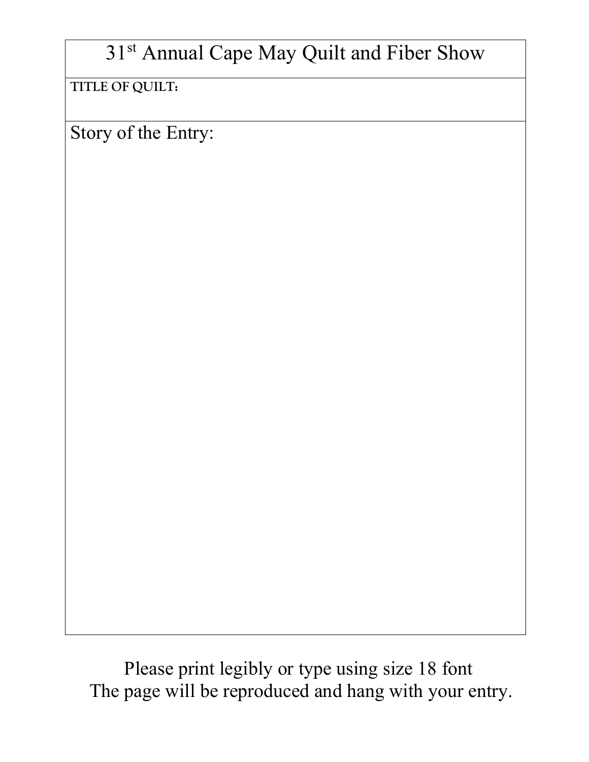# 31st Annual Cape May Quilt and Fiber Show

TITLE OF QUILT:

Story of the Entry:

Please print legibly or type using size 18 font
The page will be reproduced and hang with your entry.